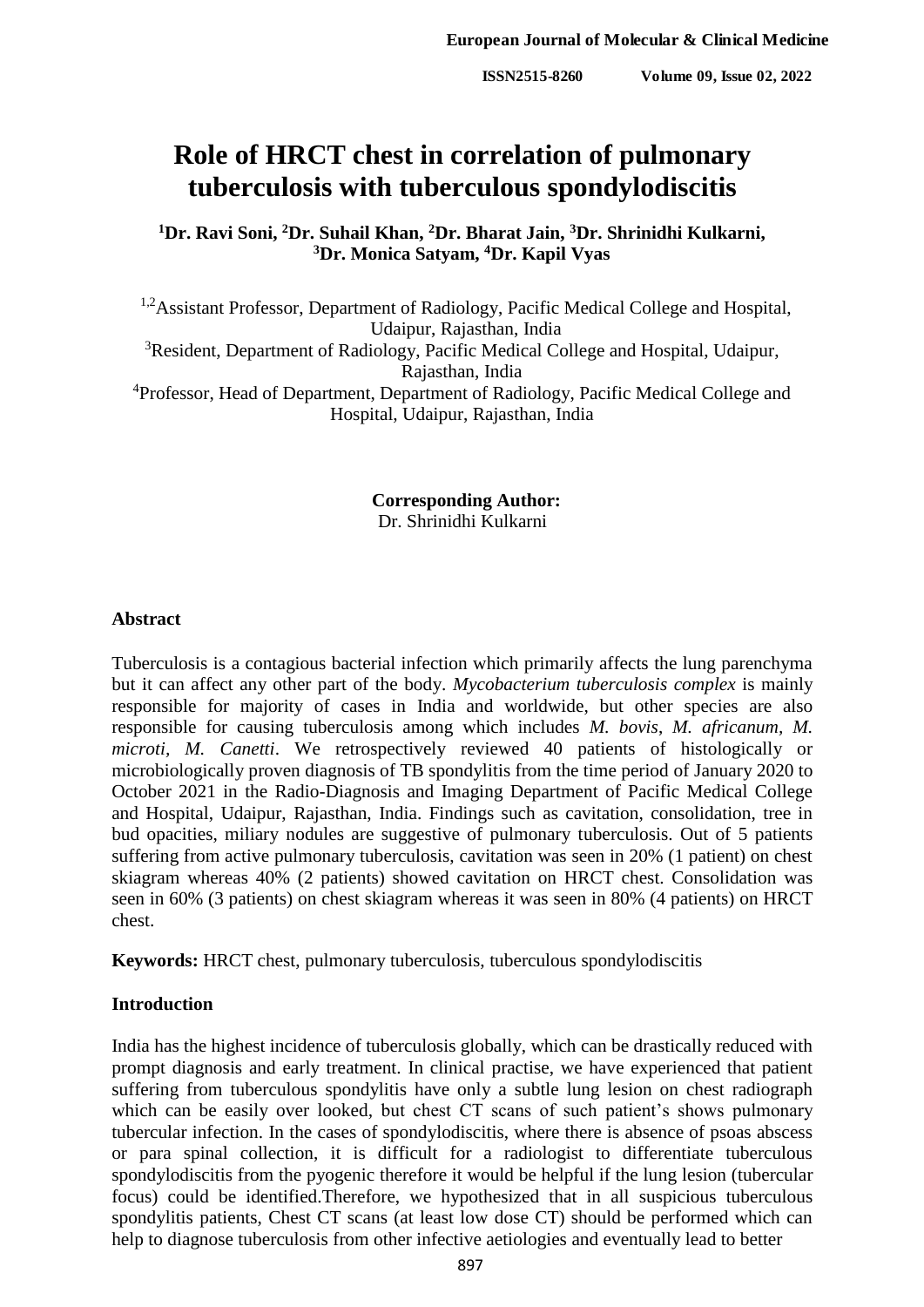# Role of HRCT chest in correlation of pulmonary tuberculosis with tuberculous spondylodiscitis

**[1]Dr. Ravi Soni, [2]Dr. Suhail Khan, [2]Dr. Bharat Jain, [3]Dr. Shrinidhi Kulkarni, [3]Dr. Monica Satyam, [4]Dr. Kapil Vyas**

[1,2]Assistant Professor, Department of Radiology, Pacific Medical College and Hospital, Udaipur, Rajasthan, India

[3]Resident, Department of Radiology, Pacific Medical College and Hospital, Udaipur, Rajasthan, India

[4]Professor, Head of Department, Department of Radiology, Pacific Medical College and Hospital, Udaipur, Rajasthan, India

**Corresponding Author:**
Dr. Shrinidhi Kulkarni

## Abstract

Tuberculosis is a contagious bacterial infection which primarily affects the lung parenchyma but it can affect any other part of the body. *Mycobacterium tuberculosis complex* is mainly responsible for majority of cases in India and worldwide, but other species are also responsible for causing tuberculosis among which includes *M. bovis, M. africanum, M. microti, M. Canetti*. We retrospectively reviewed 40 patients of histologically or microbiologically proven diagnosis of TB spondylitis from the time period of January 2020 to October 2021 in the Radio-Diagnosis and Imaging Department of Pacific Medical College and Hospital, Udaipur, Rajasthan, India. Findings such as cavitation, consolidation, tree in bud opacities, miliary nodules are suggestive of pulmonary tuberculosis. Out of 5 patients suffering from active pulmonary tuberculosis, cavitation was seen in 20% (1 patient) on chest skiagram whereas 40% (2 patients) showed cavitation on HRCT chest. Consolidation was seen in 60% (3 patients) on chest skiagram whereas it was seen in 80% (4 patients) on HRCT chest.

**Keywords:** HRCT chest, pulmonary tuberculosis, tuberculous spondylodiscitis

## Introduction

India has the highest incidence of tuberculosis globally, which can be drastically reduced with prompt diagnosis and early treatment. In clinical practise, we have experienced that patient suffering from tuberculous spondylitis have only a subtle lung lesion on chest radiograph which can be easily over looked, but chest CT scans of such patient's shows pulmonary tubercular infection. In the cases of spondylodiscitis, where there is absence of psoas abscess or para spinal collection, it is difficult for a radiologist to differentiate tuberculous spondylodiscitis from the pyogenic therefore it would be helpful if the lung lesion (tubercular focus) could be identified.Therefore, we hypothesized that in all suspicious tuberculous spondylitis patients, Chest CT scans (at least low dose CT) should be performed which can help to diagnose tuberculosis from other infective aetiologies and eventually lead to better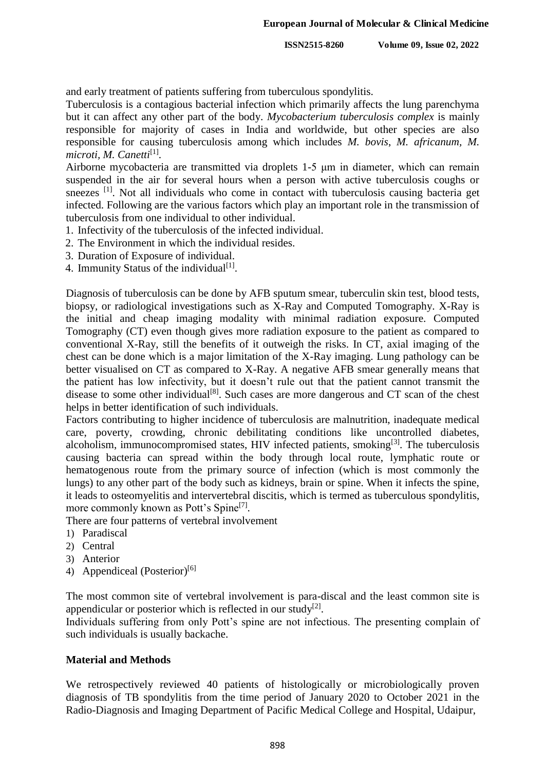and early treatment of patients suffering from tuberculous spondylitis.

Tuberculosis is a contagious bacterial infection which primarily affects the lung parenchyma but it can affect any other part of the body. *Mycobacterium tuberculosis complex* is mainly responsible for majority of cases in India and worldwide, but other species are also responsible for causing tuberculosis among which includes *M. bovis, M. africanum, M. microti, M. Canetti*[1].

Airborne mycobacteria are transmitted via droplets 1-5 μm in diameter, which can remain suspended in the air for several hours when a person with active tuberculosis coughs or sneezes [1]. Not all individuals who come in contact with tuberculosis causing bacteria get infected. Following are the various factors which play an important role in the transmission of tuberculosis from one individual to other individual.

1. Infectivity of the tuberculosis of the infected individual.
2. The Environment in which the individual resides.
3. Duration of Exposure of individual.
4. Immunity Status of the individual[1].

Diagnosis of tuberculosis can be done by AFB sputum smear, tuberculin skin test, blood tests, biopsy, or radiological investigations such as X-Ray and Computed Tomography. X-Ray is the initial and cheap imaging modality with minimal radiation exposure. Computed Tomography (CT) even though gives more radiation exposure to the patient as compared to conventional X-Ray, still the benefits of it outweigh the risks. In CT, axial imaging of the chest can be done which is a major limitation of the X-Ray imaging. Lung pathology can be better visualised on CT as compared to X-Ray. A negative AFB smear generally means that the patient has low infectivity, but it doesn't rule out that the patient cannot transmit the disease to some other individual[8]. Such cases are more dangerous and CT scan of the chest helps in better identification of such individuals.

Factors contributing to higher incidence of tuberculosis are malnutrition, inadequate medical care, poverty, crowding, chronic debilitating conditions like uncontrolled diabetes, alcoholism, immunocompromised states, HIV infected patients, smoking[3]. The tuberculosis causing bacteria can spread within the body through local route, lymphatic route or hematogenous route from the primary source of infection (which is most commonly the lungs) to any other part of the body such as kidneys, brain or spine. When it infects the spine, it leads to osteomyelitis and intervertebral discitis, which is termed as tuberculous spondylitis, more commonly known as Pott's Spine[7].

There are four patterns of vertebral involvement

1) Paradiscal
2) Central
3) Anterior
4) Appendiceal (Posterior)[6]

The most common site of vertebral involvement is para-discal and the least common site is appendicular or posterior which is reflected in our study[2].

Individuals suffering from only Pott's spine are not infectious. The presenting complain of such individuals is usually backache.

## Material and Methods

We retrospectively reviewed 40 patients of histologically or microbiologically proven diagnosis of TB spondylitis from the time period of January 2020 to October 2021 in the Radio-Diagnosis and Imaging Department of Pacific Medical College and Hospital, Udaipur,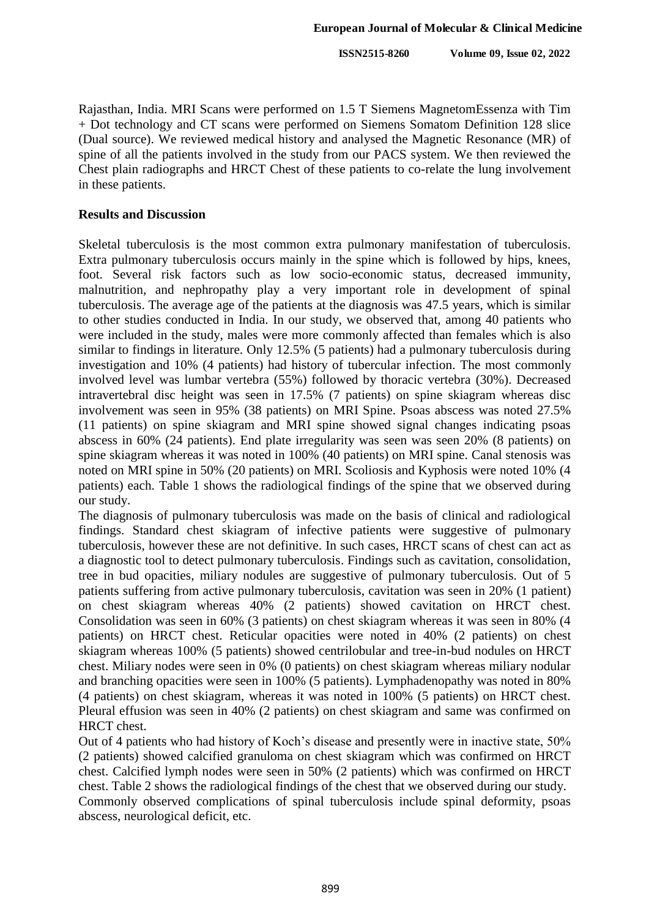Rajasthan, India. MRI Scans were performed on 1.5 T Siemens MagnetomEssenza with Tim + Dot technology and CT scans were performed on Siemens Somatom Definition 128 slice (Dual source). We reviewed medical history and analysed the Magnetic Resonance (MR) of spine of all the patients involved in the study from our PACS system. We then reviewed the Chest plain radiographs and HRCT Chest of these patients to co-relate the lung involvement in these patients.

## Results and Discussion

Skeletal tuberculosis is the most common extra pulmonary manifestation of tuberculosis. Extra pulmonary tuberculosis occurs mainly in the spine which is followed by hips, knees, foot. Several risk factors such as low socio-economic status, decreased immunity, malnutrition, and nephropathy play a very important role in development of spinal tuberculosis. The average age of the patients at the diagnosis was 47.5 years, which is similar to other studies conducted in India. In our study, we observed that, among 40 patients who were included in the study, males were more commonly affected than females which is also similar to findings in literature. Only 12.5% (5 patients) had a pulmonary tuberculosis during investigation and 10% (4 patients) had history of tubercular infection. The most commonly involved level was lumbar vertebra (55%) followed by thoracic vertebra (30%). Decreased intravertebral disc height was seen in 17.5% (7 patients) on spine skiagram whereas disc involvement was seen in 95% (38 patients) on MRI Spine. Psoas abscess was noted 27.5% (11 patients) on spine skiagram and MRI spine showed signal changes indicating psoas abscess in 60% (24 patients). End plate irregularity was seen was seen 20% (8 patients) on spine skiagram whereas it was noted in 100% (40 patients) on MRI spine. Canal stenosis was noted on MRI spine in 50% (20 patients) on MRI. Scoliosis and Kyphosis were noted 10% (4 patients) each. Table 1 shows the radiological findings of the spine that we observed during our study.

The diagnosis of pulmonary tuberculosis was made on the basis of clinical and radiological findings. Standard chest skiagram of infective patients were suggestive of pulmonary tuberculosis, however these are not definitive. In such cases, HRCT scans of chest can act as a diagnostic tool to detect pulmonary tuberculosis. Findings such as cavitation, consolidation, tree in bud opacities, miliary nodules are suggestive of pulmonary tuberculosis. Out of 5 patients suffering from active pulmonary tuberculosis, cavitation was seen in 20% (1 patient) on chest skiagram whereas 40% (2 patients) showed cavitation on HRCT chest. Consolidation was seen in 60% (3 patients) on chest skiagram whereas it was seen in 80% (4 patients) on HRCT chest. Reticular opacities were noted in 40% (2 patients) on chest skiagram whereas 100% (5 patients) showed centrilobular and tree-in-bud nodules on HRCT chest. Miliary nodes were seen in 0% (0 patients) on chest skiagram whereas miliary nodular and branching opacities were seen in 100% (5 patients). Lymphadenopathy was noted in 80% (4 patients) on chest skiagram, whereas it was noted in 100% (5 patients) on HRCT chest. Pleural effusion was seen in 40% (2 patients) on chest skiagram and same was confirmed on HRCT chest.

Out of 4 patients who had history of Koch's disease and presently were in inactive state, 50% (2 patients) showed calcified granuloma on chest skiagram which was confirmed on HRCT chest. Calcified lymph nodes were seen in 50% (2 patients) which was confirmed on HRCT chest. Table 2 shows the radiological findings of the chest that we observed during our study.

Commonly observed complications of spinal tuberculosis include spinal deformity, psoas abscess, neurological deficit, etc.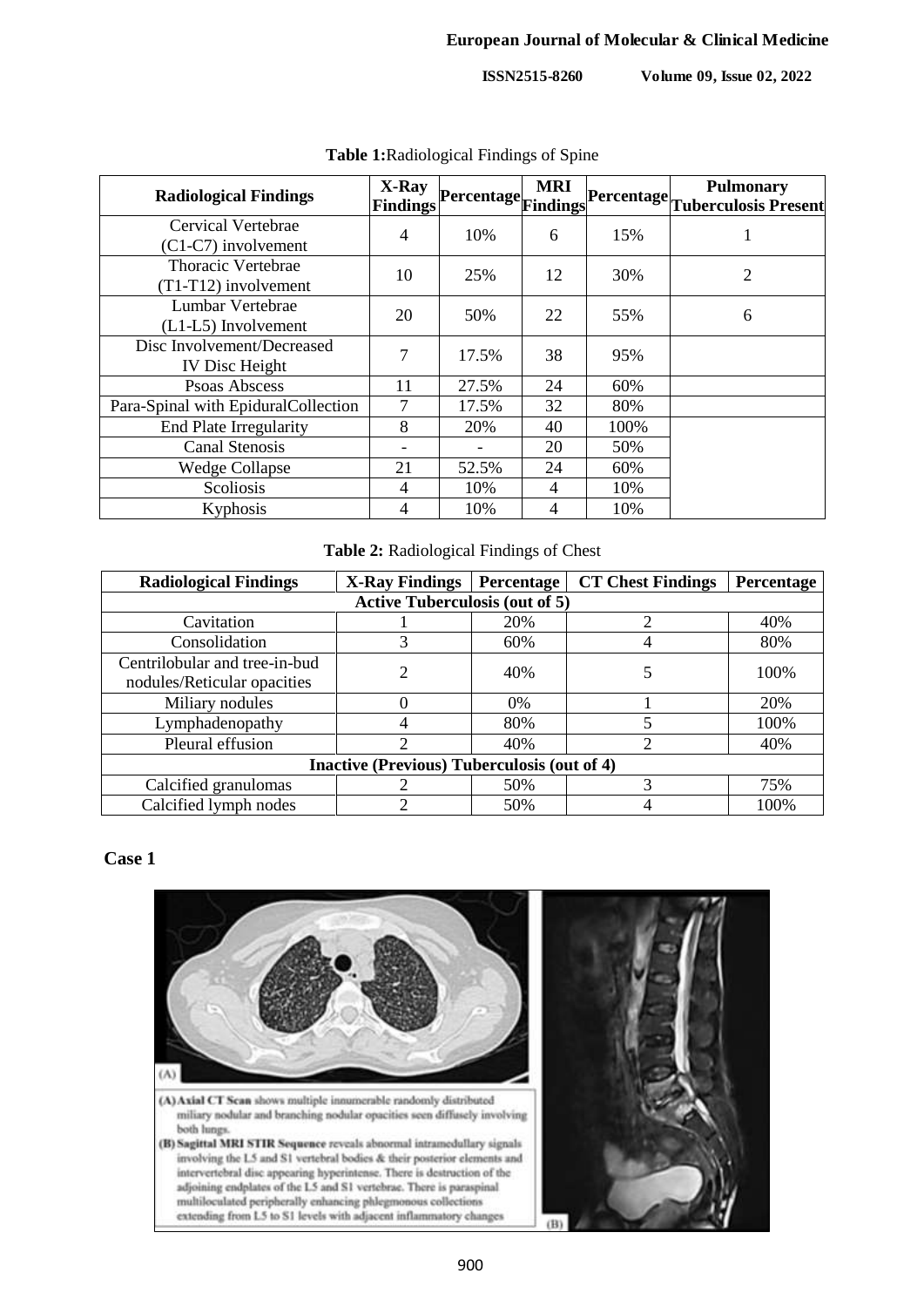**Table 1:** Radiological Findings of Spine

| Radiological Findings | X-Ray Findings | Percentage | MRI Findings | Percentage | Pulmonary Tuberculosis Present |
|---|---|---|---|---|---|
| Cervical Vertebrae (C1-C7) involvement | 4 | 10% | 6 | 15% | 1 |
| Thoracic Vertebrae (T1-T12) involvement | 10 | 25% | 12 | 30% | 2 |
| Lumbar Vertebrae (L1-L5) Involvement | 20 | 50% | 22 | 55% | 6 |
| Disc Involvement/Decreased IV Disc Height | 7 | 17.5% | 38 | 95% | |
| Psoas Abscess | 11 | 27.5% | 24 | 60% | |
| Para-Spinal with Epidural Collection | 7 | 17.5% | 32 | 80% | |
| End Plate Irregularity | 8 | 20% | 40 | 100% | |
| Canal Stenosis | - | - | 20 | 50% | |
| Wedge Collapse | 21 | 52.5% | 24 | 60% | |
| Scoliosis | 4 | 10% | 4 | 10% | |
| Kyphosis | 4 | 10% | 4 | 10% | |

**Table 2:** Radiological Findings of Chest

| Radiological Findings | X-Ray Findings | Percentage | CT Chest Findings | Percentage |
|---|---|---|---|---|
| **Active Tuberculosis (out of 5)** | | | | |
| Cavitation | 1 | 20% | 2 | 40% |
| Consolidation | 3 | 60% | 4 | 80% |
| Centrilobular and tree-in-bud nodules/Reticular opacities | 2 | 40% | 5 | 100% |
| Miliary nodules | 0 | 0% | 1 | 20% |
| Lymphadenopathy | 4 | 80% | 5 | 100% |
| Pleural effusion | 2 | 40% | 2 | 40% |
| **Inactive (Previous) Tuberculosis (out of 4)** | | | | |
| Calcified granulomas | 2 | 50% | 3 | 75% |
| Calcified lymph nodes | 2 | 50% | 4 | 100% |

**Case 1**

(A) **Axial CT Scan** shows multiple innumerable randomly distributed miliary nodular and branching nodular opacities seen diffusely involving both lungs.

(B) **Sagittal MRI STIR Sequence** reveals abnormal intramedullary signals involving the L5 and S1 vertebral bodies & their posterior elements and intervertebral disc appearing hyperintense. There is destruction of the adjoining endplates of the L5 and S1 vertebrae. There is paraspinal multiloculated peripherally enhancing phlegmonous collections extending from L5 to S1 levels with adjacent inflammatory changes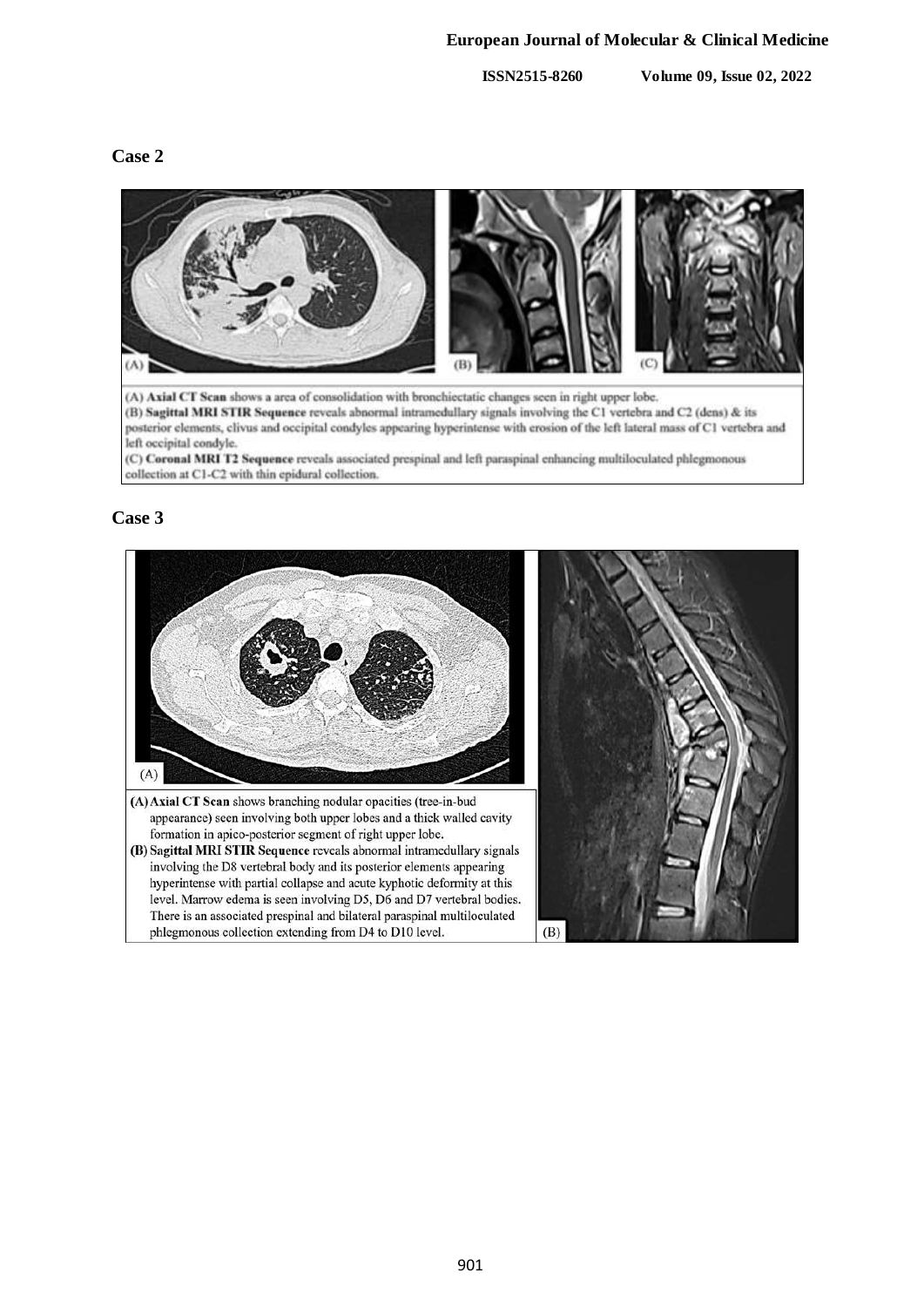## Case 2

(A) **Axial CT Scan** shows a area of consolidation with bronchiectatic changes seen in right upper lobe.
(B) **Sagittal MRI STIR Sequence** reveals abnormal intramedullary signals involving the C1 vertebra and C2 (dens) & its posterior elements, clivus and occipital condyles appearing hyperintense with erosion of the left lateral mass of C1 vertebra and left occipital condyle.
(C) **Coronal MRI T2 Sequence** reveals associated prespinal and left paraspinal enhancing multiloculated phlegmonous collection at C1-C2 with thin epidural collection.

## Case 3

(A) **Axial CT Scan** shows branching nodular opacities (tree-in-bud appearance) seen involving both upper lobes and a thick walled cavity formation in apico-posterior segment of right upper lobe.
(B) **Sagittal MRI STIR Sequence** reveals abnormal intramedullary signals involving the D8 vertebral body and its posterior elements appearing hyperintense with partial collapse and acute kyphotic deformity at this level. Marrow edema is seen involving D5, D6 and D7 vertebral bodies. There is an associated prespinal and bilateral paraspinal multiloculated phlegmonous collection extending from D4 to D10 level.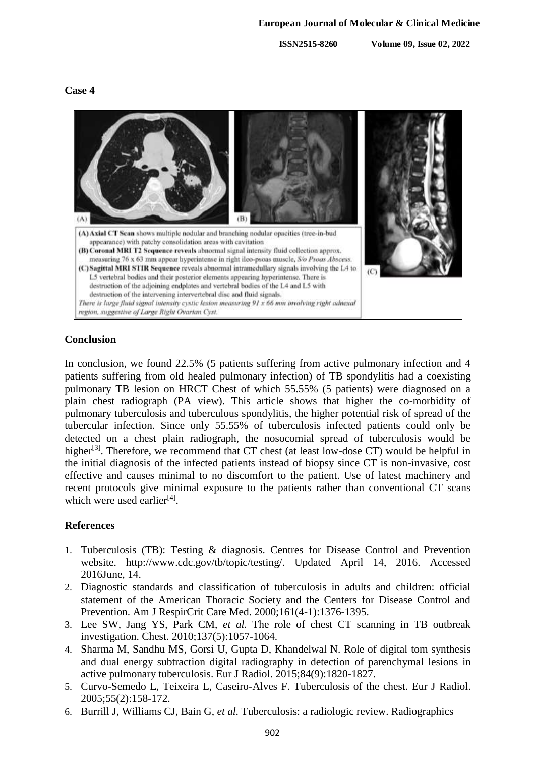### Case 4

(A) Axial CT Scan shows multiple nodular and branching nodular opacities (tree-in-bud appearance) with patchy consolidation areas with cavitation

(B) Coronal MRI T2 Sequence reveals abnormal signal intensity fluid collection approx. measuring 76 x 63 mm appear hyperintense in right ileo-psoas muscle, *S/o Psoas Abscess.*

(C) Sagittal MRI STIR Sequence reveals abnormal intramedullary signals involving the L4 to L5 vertebral bodies and their posterior elements appearing hyperintense. There is destruction of the adjoining endplates and vertebral bodies of the L4 and L5 with destruction of the intervening intervertebral disc and fluid signals.

*There is large fluid signal intensity cystic lesion measuring 91 x 66 mm involving right adnexal region, suggestive of Large Right Ovarian Cyst.*

## Conclusion

In conclusion, we found 22.5% (5 patients suffering from active pulmonary infection and 4 patients suffering from old healed pulmonary infection) of TB spondylitis had a coexisting pulmonary TB lesion on HRCT Chest of which 55.55% (5 patients) were diagnosed on a plain chest radiograph (PA view). This article shows that higher the co-morbidity of pulmonary tuberculosis and tuberculous spondylitis, the higher potential risk of spread of the tubercular infection. Since only 55.55% of tuberculosis infected patients could only be detected on a chest plain radiograph, the nosocomial spread of tuberculosis would be higher[3]. Therefore, we recommend that CT chest (at least low-dose CT) would be helpful in the initial diagnosis of the infected patients instead of biopsy since CT is non-invasive, cost effective and causes minimal to no discomfort to the patient. Use of latest machinery and recent protocols give minimal exposure to the patients rather than conventional CT scans which were used earlier[4].

## References

1. Tuberculosis (TB): Testing & diagnosis. Centres for Disease Control and Prevention website. http://www.cdc.gov/tb/topic/testing/. Updated April 14, 2016. Accessed 2016June, 14.
2. Diagnostic standards and classification of tuberculosis in adults and children: official statement of the American Thoracic Society and the Centers for Disease Control and Prevention. Am J RespirCrit Care Med. 2000;161(4-1):1376-1395.
3. Lee SW, Jang YS, Park CM, *et al.* The role of chest CT scanning in TB outbreak investigation. Chest. 2010;137(5):1057-1064.
4. Sharma M, Sandhu MS, Gorsi U, Gupta D, Khandelwal N. Role of digital tom synthesis and dual energy subtraction digital radiography in detection of parenchymal lesions in active pulmonary tuberculosis. Eur J Radiol. 2015;84(9):1820-1827.
5. Curvo-Semedo L, Teixeira L, Caseiro-Alves F. Tuberculosis of the chest. Eur J Radiol. 2005;55(2):158-172.
6. Burrill J, Williams CJ, Bain G, *et al.* Tuberculosis: a radiologic review. Radiographics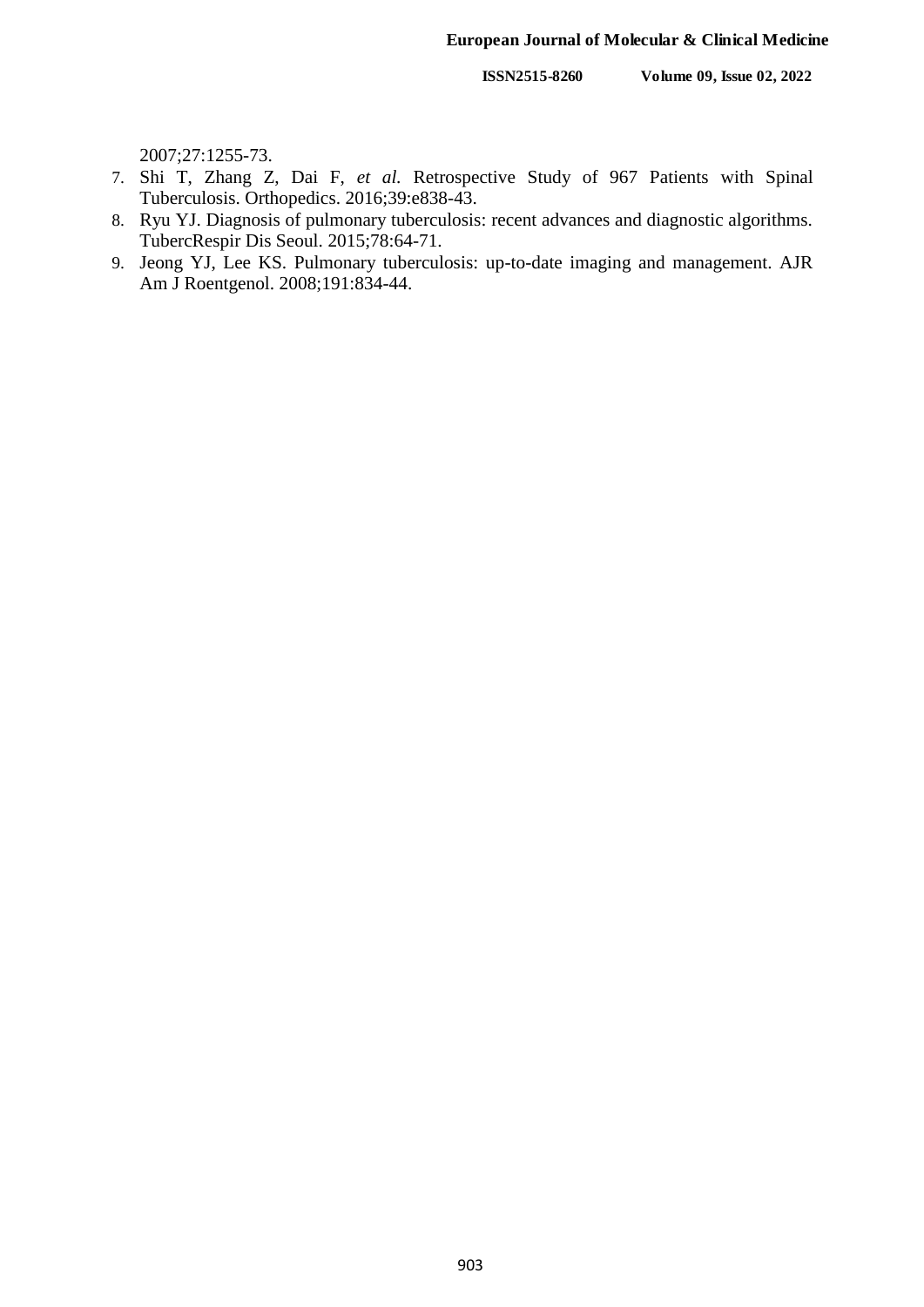2007;27:1255-73.

7. Shi T, Zhang Z, Dai F, *et al.* Retrospective Study of 967 Patients with Spinal Tuberculosis. Orthopedics. 2016;39:e838-43.
8. Ryu YJ. Diagnosis of pulmonary tuberculosis: recent advances and diagnostic algorithms. TubercRespir Dis Seoul. 2015;78:64-71.
9. Jeong YJ, Lee KS. Pulmonary tuberculosis: up-to-date imaging and management. AJR Am J Roentgenol. 2008;191:834-44.